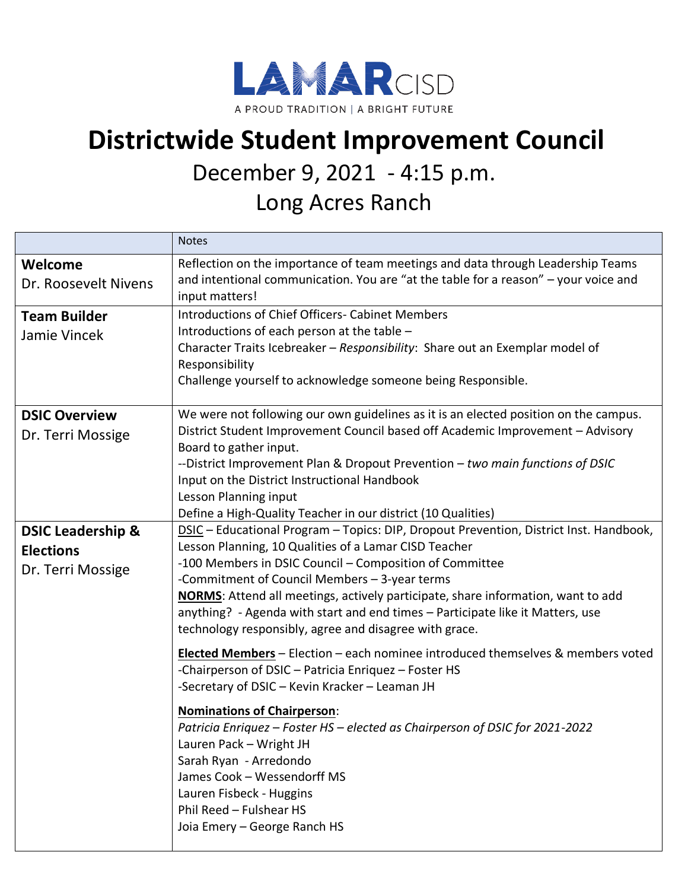LAMAR CISD

A PROUD TRADITION | A BRIGHT FUTURE

# Districtwide Student Improvement Council

## December 9, 2021 - 4:15 p.m.

## Long Acres Ranch

| | Notes |
|---|---|
| **Welcome**<br>Dr. Roosevelt Nivens | Reflection on the importance of team meetings and data through Leadership Teams and intentional communication. You are "at the table for a reason" – your voice and input matters! |
| **Team Builder**<br>Jamie Vincek | Introductions of Chief Officers- Cabinet Members<br>Introductions of each person at the table –<br>Character Traits Icebreaker – *Responsibility*: Share out an Exemplar model of Responsibility<br>Challenge yourself to acknowledge someone being Responsible. |
| **DSIC Overview**<br>Dr. Terri Mossige | We were not following our own guidelines as it is an elected position on the campus. District Student Improvement Council based off Academic Improvement – Advisory Board to gather input.<br>--District Improvement Plan & Dropout Prevention – *two main functions of DSIC*<br>Input on the District Instructional Handbook<br>Lesson Planning input<br>Define a High-Quality Teacher in our district (10 Qualities) |
| **DSIC Leadership & Elections**<br>Dr. Terri Mossige | <u>DSIC</u> – Educational Program – Topics: DIP, Dropout Prevention, District Inst. Handbook, Lesson Planning, 10 Qualities of a Lamar CISD Teacher<br>-100 Members in DSIC Council – Composition of Committee<br>-Commitment of Council Members – 3-year terms<br>**<u>NORMS</u>**: Attend all meetings, actively participate, share information, want to add anything? - Agenda with start and end times – Participate like it Matters, use technology responsibly, agree and disagree with grace.<br><br>**<u>Elected Members</u>** – Election – each nominee introduced themselves & members voted<br>-Chairperson of DSIC – Patricia Enriquez – Foster HS<br>-Secretary of DSIC – Kevin Kracker – Leaman JH<br><br>**<u>Nominations of Chairperson</u>**:<br>*Patricia Enriquez – Foster HS – elected as Chairperson of DSIC for 2021-2022*<br>Lauren Pack – Wright JH<br>Sarah Ryan - Arredondo<br>James Cook – Wessendorff MS<br>Lauren Fisbeck - Huggins<br>Phil Reed – Fulshear HS<br>Joia Emery – George Ranch HS |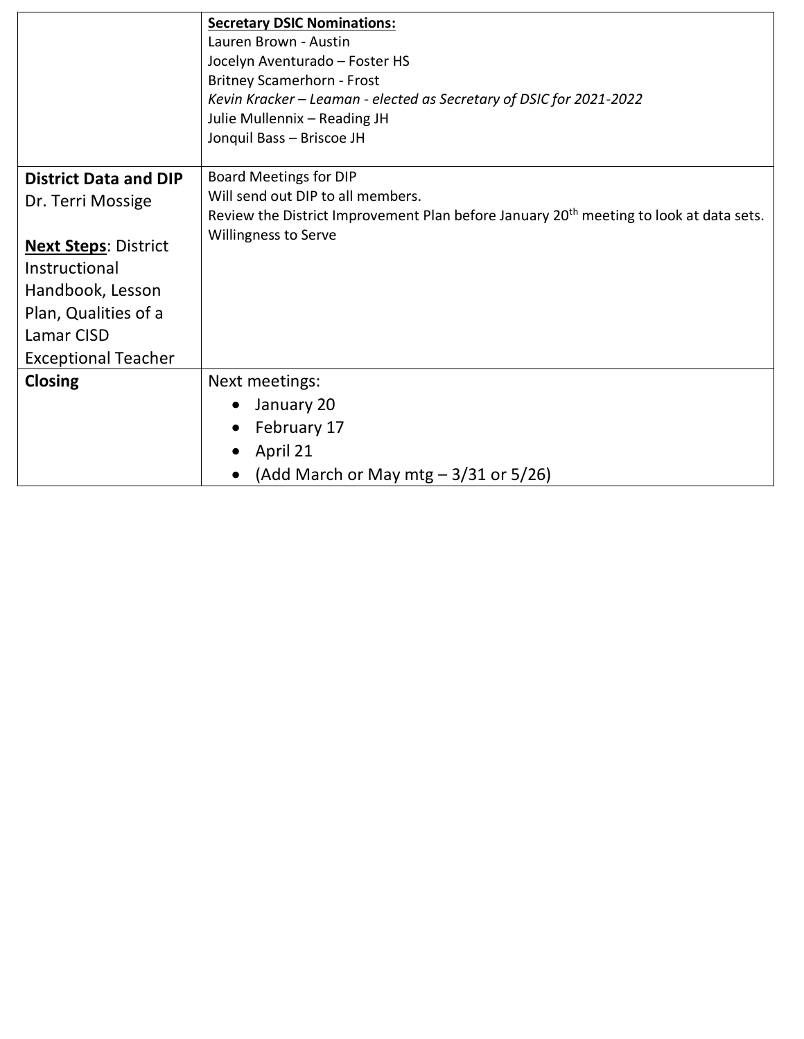| | |
|---|---|
| | **Secretary DSIC Nominations:**<br>Lauren Brown - Austin<br>Jocelyn Aventurado – Foster HS<br>Britney Scamerhorn - Frost<br>*Kevin Kracker – Leaman - elected as Secretary of DSIC for 2021-2022*<br>Julie Mullennix – Reading JH<br>Jonquil Bass – Briscoe JH |
| **District Data and DIP**<br>Dr. Terri Mossige<br><br>**Next Steps**: District Instructional Handbook, Lesson Plan, Qualities of a Lamar CISD Exceptional Teacher | Board Meetings for DIP<br>Will send out DIP to all members.<br>Review the District Improvement Plan before January 20th meeting to look at data sets.<br>Willingness to Serve |
| **Closing** | Next meetings:<br>• January 20<br>• February 17<br>• April 21<br>• (Add March or May mtg – 3/31 or 5/26) |